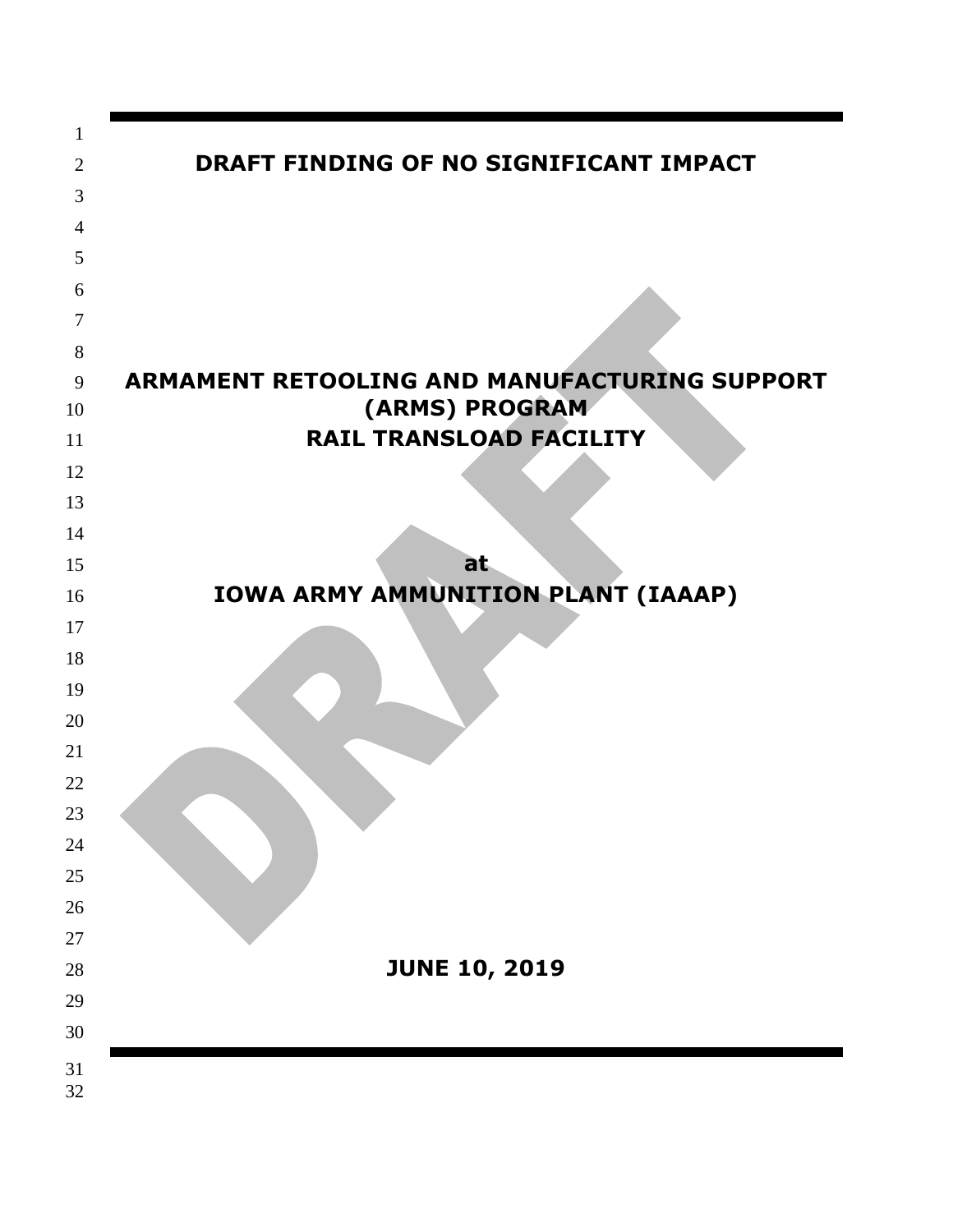# DRAFT FINDING OF NO SIGNIFICANT IMPACT

## ARMAMENT RETOOLING AND MANUFACTURING SUPPORT (ARMS) PROGRAM RAIL TRANSLOAD FACILITY

**at**

## IOWA ARMY AMMUNITION PLANT (IAAAP)

**JUNE 10, 2019**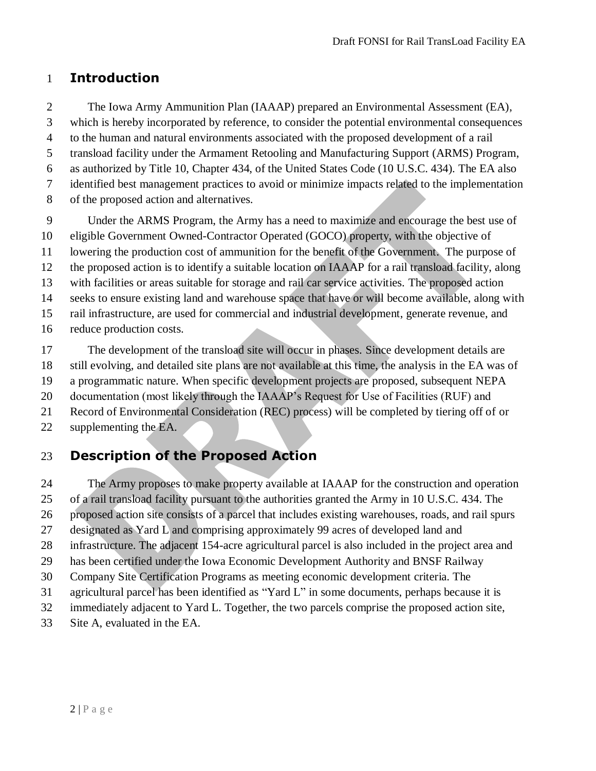# Introduction

The Iowa Army Ammunition Plan (IAAAP) prepared an Environmental Assessment (EA), which is hereby incorporated by reference, to consider the potential environmental consequences to the human and natural environments associated with the proposed development of a rail transload facility under the Armament Retooling and Manufacturing Support (ARMS) Program, as authorized by Title 10, Chapter 434, of the United States Code (10 U.S.C. 434). The EA also identified best management practices to avoid or minimize impacts related to the implementation of the proposed action and alternatives.

Under the ARMS Program, the Army has a need to maximize and encourage the best use of eligible Government Owned-Contractor Operated (GOCO) property, with the objective of lowering the production cost of ammunition for the benefit of the Government. The purpose of the proposed action is to identify a suitable location on IAAAP for a rail transload facility, along with facilities or areas suitable for storage and rail car service activities. The proposed action seeks to ensure existing land and warehouse space that have or will become available, along with rail infrastructure, are used for commercial and industrial development, generate revenue, and reduce production costs.

The development of the transload site will occur in phases. Since development details are still evolving, and detailed site plans are not available at this time, the analysis in the EA was of a programmatic nature. When specific development projects are proposed, subsequent NEPA documentation (most likely through the IAAAP's Request for Use of Facilities (RUF) and Record of Environmental Consideration (REC) process) will be completed by tiering off of or supplementing the EA.

# Description of the Proposed Action

The Army proposes to make property available at IAAAP for the construction and operation of a rail transload facility pursuant to the authorities granted the Army in 10 U.S.C. 434. The proposed action site consists of a parcel that includes existing warehouses, roads, and rail spurs designated as Yard L and comprising approximately 99 acres of developed land and infrastructure. The adjacent 154-acre agricultural parcel is also included in the project area and has been certified under the Iowa Economic Development Authority and BNSF Railway Company Site Certification Programs as meeting economic development criteria. The agricultural parcel has been identified as "Yard L" in some documents, perhaps because it is immediately adjacent to Yard L. Together, the two parcels comprise the proposed action site, Site A, evaluated in the EA.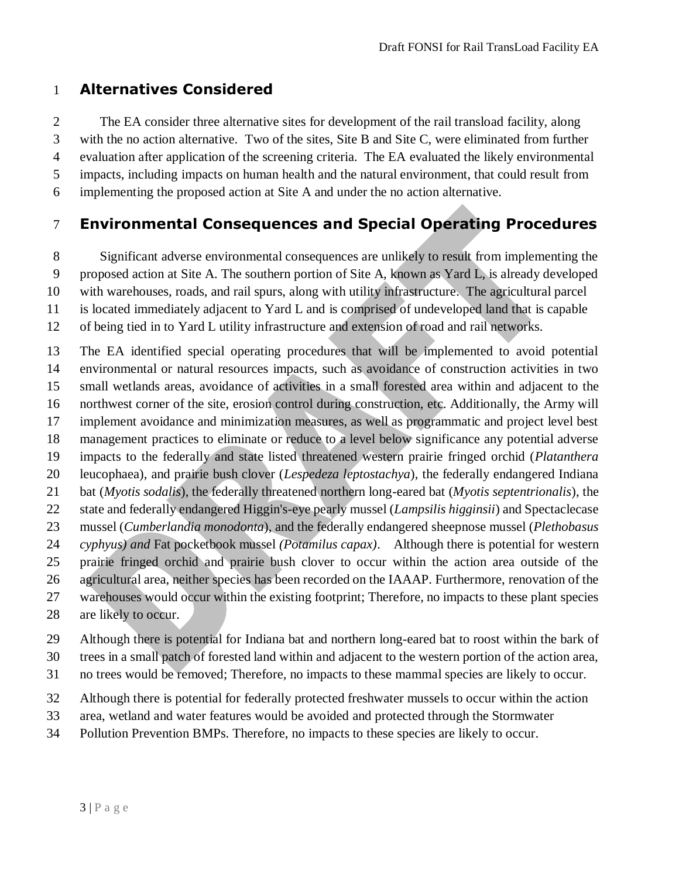## Alternatives Considered

The EA consider three alternative sites for development of the rail transload facility, along with the no action alternative. Two of the sites, Site B and Site C, were eliminated from further evaluation after application of the screening criteria. The EA evaluated the likely environmental impacts, including impacts on human health and the natural environment, that could result from implementing the proposed action at Site A and under the no action alternative.

## Environmental Consequences and Special Operating Procedures

Significant adverse environmental consequences are unlikely to result from implementing the proposed action at Site A. The southern portion of Site A, known as Yard L, is already developed with warehouses, roads, and rail spurs, along with utility infrastructure. The agricultural parcel is located immediately adjacent to Yard L and is comprised of undeveloped land that is capable of being tied in to Yard L utility infrastructure and extension of road and rail networks.

The EA identified special operating procedures that will be implemented to avoid potential environmental or natural resources impacts, such as avoidance of construction activities in two small wetlands areas, avoidance of activities in a small forested area within and adjacent to the northwest corner of the site, erosion control during construction, etc. Additionally, the Army will implement avoidance and minimization measures, as well as programmatic and project level best management practices to eliminate or reduce to a level below significance any potential adverse impacts to the federally and state listed threatened western prairie fringed orchid (*Platanthera* leucophaea), and prairie bush clover (*Lespedeza leptostachya*), the federally endangered Indiana bat (*Myotis sodalis*), the federally threatened northern long-eared bat (*Myotis septentrionalis*), the state and federally endangered Higgin's-eye pearly mussel (*Lampsilis higginsii*) and Spectaclecase mussel (*Cumberlandia monodonta*), and the federally endangered sheepnose mussel (*Plethobasus cyphyus) and* Fat pocketbook mussel *(Potamilus capax)*. Although there is potential for western prairie fringed orchid and prairie bush clover to occur within the action area outside of the agricultural area, neither species has been recorded on the IAAAP. Furthermore, renovation of the warehouses would occur within the existing footprint; Therefore, no impacts to these plant species are likely to occur.

Although there is potential for Indiana bat and northern long-eared bat to roost within the bark of trees in a small patch of forested land within and adjacent to the western portion of the action area, no trees would be removed; Therefore, no impacts to these mammal species are likely to occur.

Although there is potential for federally protected freshwater mussels to occur within the action area, wetland and water features would be avoided and protected through the Stormwater Pollution Prevention BMPs. Therefore, no impacts to these species are likely to occur.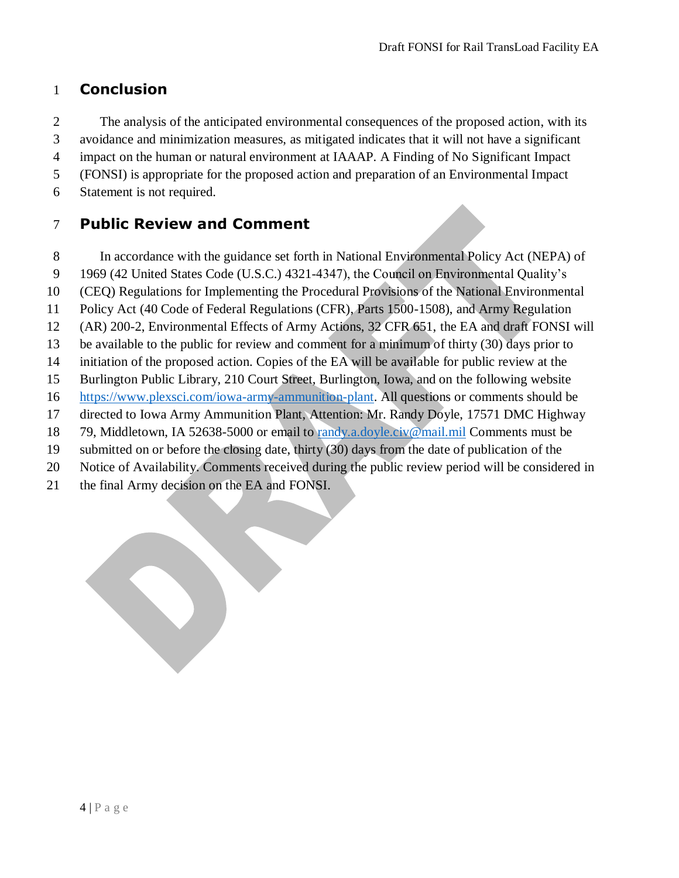## Conclusion

The analysis of the anticipated environmental consequences of the proposed action, with its avoidance and minimization measures, as mitigated indicates that it will not have a significant impact on the human or natural environment at IAAAP. A Finding of No Significant Impact (FONSI) is appropriate for the proposed action and preparation of an Environmental Impact Statement is not required.

## Public Review and Comment

In accordance with the guidance set forth in National Environmental Policy Act (NEPA) of 1969 (42 United States Code (U.S.C.) 4321-4347), the Council on Environmental Quality's (CEQ) Regulations for Implementing the Procedural Provisions of the National Environmental Policy Act (40 Code of Federal Regulations (CFR), Parts 1500-1508), and Army Regulation (AR) 200-2, Environmental Effects of Army Actions, 32 CFR 651, the EA and draft FONSI will be available to the public for review and comment for a minimum of thirty (30) days prior to initiation of the proposed action. Copies of the EA will be available for public review at the Burlington Public Library, 210 Court Street, Burlington, Iowa, and on the following website https://www.plexsci.com/iowa-army-ammunition-plant. All questions or comments should be directed to Iowa Army Ammunition Plant, Attention: Mr. Randy Doyle, 17571 DMC Highway 79, Middletown, IA 52638-5000 or email to randy.a.doyle.civ@mail.mil Comments must be submitted on or before the closing date, thirty (30) days from the date of publication of the Notice of Availability. Comments received during the public review period will be considered in the final Army decision on the EA and FONSI.